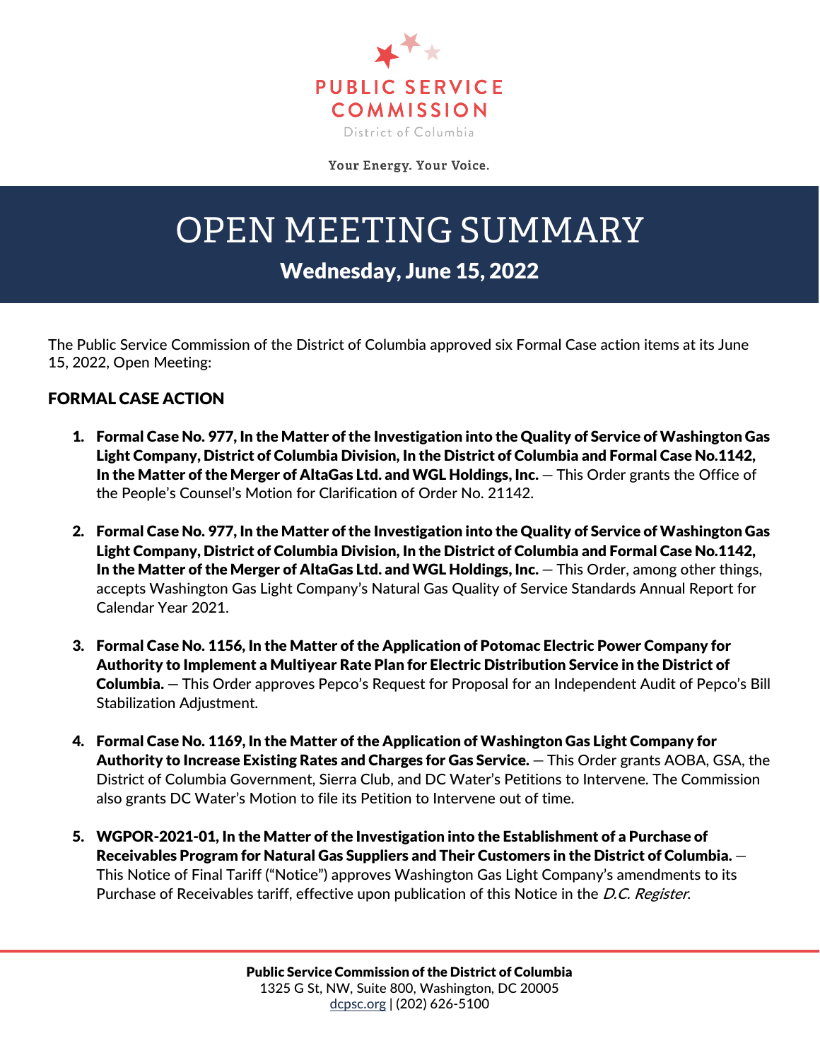PUBLIC SERVICE COMMISSION

District of Columbia

Your Energy. Your Voice.

# OPEN MEETING SUMMARY

## Wednesday, June 15, 2022

The Public Service Commission of the District of Columbia approved six Formal Case action items at its June 15, 2022, Open Meeting:

## FORMAL CASE ACTION

1. **Formal Case No. 977, In the Matter of the Investigation into the Quality of Service of Washington Gas Light Company, District of Columbia Division, In the District of Columbia and Formal Case No.1142, In the Matter of the Merger of AltaGas Ltd. and WGL Holdings, Inc.** — This Order grants the Office of the People's Counsel's Motion for Clarification of Order No. 21142.

2. **Formal Case No. 977, In the Matter of the Investigation into the Quality of Service of Washington Gas Light Company, District of Columbia Division, In the District of Columbia and Formal Case No.1142, In the Matter of the Merger of AltaGas Ltd. and WGL Holdings, Inc.** — This Order, among other things, accepts Washington Gas Light Company's Natural Gas Quality of Service Standards Annual Report for Calendar Year 2021.

3. **Formal Case No. 1156, In the Matter of the Application of Potomac Electric Power Company for Authority to Implement a Multiyear Rate Plan for Electric Distribution Service in the District of Columbia.** — This Order approves Pepco's Request for Proposal for an Independent Audit of Pepco's Bill Stabilization Adjustment.

4. **Formal Case No. 1169, In the Matter of the Application of Washington Gas Light Company for Authority to Increase Existing Rates and Charges for Gas Service.** — This Order grants AOBA, GSA, the District of Columbia Government, Sierra Club, and DC Water's Petitions to Intervene. The Commission also grants DC Water's Motion to file its Petition to Intervene out of time.

5. **WGPOR-2021-01, In the Matter of the Investigation into the Establishment of a Purchase of Receivables Program for Natural Gas Suppliers and Their Customers in the District of Columbia.** — This Notice of Final Tariff ("Notice") approves Washington Gas Light Company's amendments to its Purchase of Receivables tariff, effective upon publication of this Notice in the *D.C. Register*.

**Public Service Commission of the District of Columbia**
1325 G St, NW, Suite 800, Washington, DC 20005
dcpsc.org | (202) 626-5100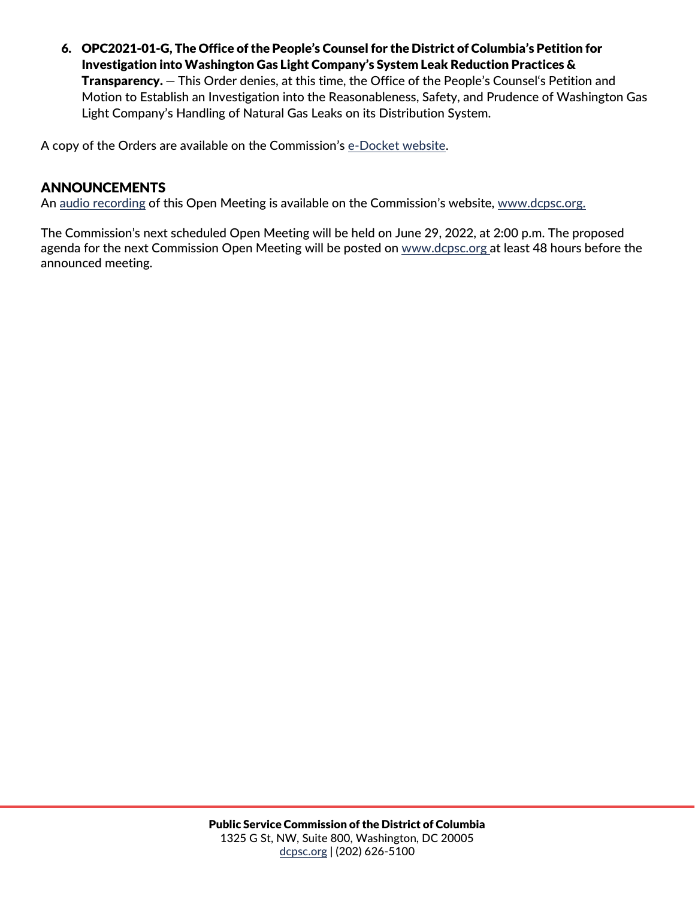6. **OPC2021-01-G, The Office of the People's Counsel for the District of Columbia's Petition for Investigation into Washington Gas Light Company's System Leak Reduction Practices & Transparency.** — This Order denies, at this time, the Office of the People's Counsel's Petition and Motion to Establish an Investigation into the Reasonableness, Safety, and Prudence of Washington Gas Light Company's Handling of Natural Gas Leaks on its Distribution System.

A copy of the Orders are available on the Commission's e-Docket website.

## ANNOUNCEMENTS

An audio recording of this Open Meeting is available on the Commission's website, www.dcpsc.org.

The Commission's next scheduled Open Meeting will be held on June 29, 2022, at 2:00 p.m. The proposed agenda for the next Commission Open Meeting will be posted on www.dcpsc.org at least 48 hours before the announced meeting.

**Public Service Commission of the District of Columbia**
1325 G St, NW, Suite 800, Washington, DC 20005
dcpsc.org | (202) 626-5100